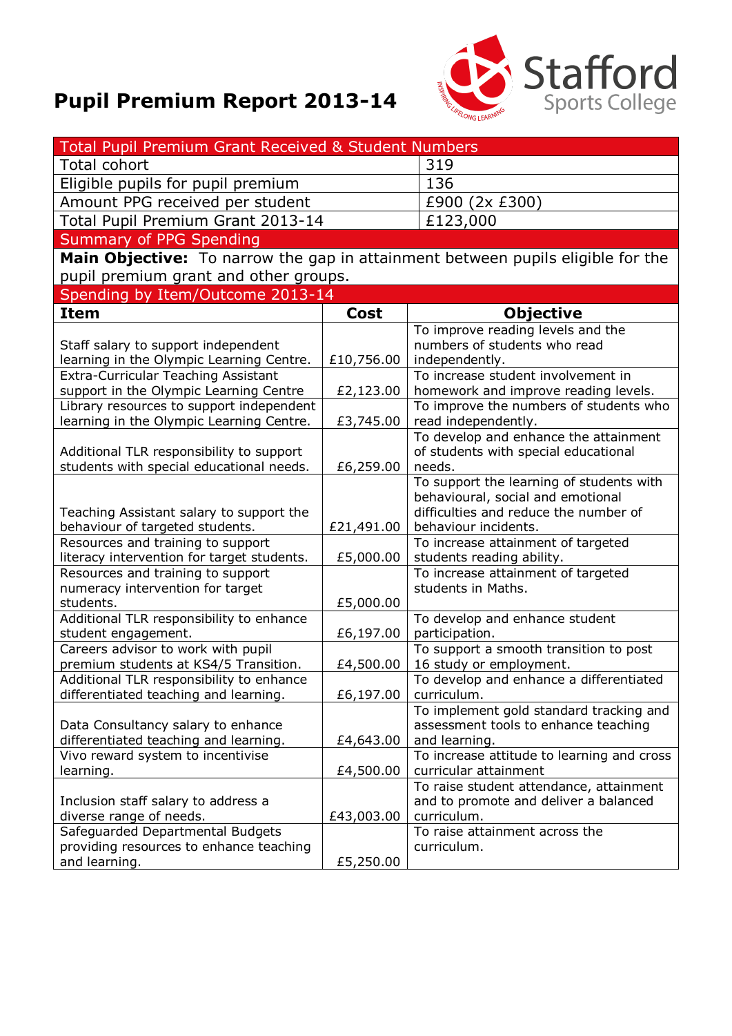# Pupil Premium Report 2013-14

Stafford Sports College

| Total Pupil Premium Grant Received & Student Numbers | |
|---|---|
| Total cohort | 319 |
| Eligible pupils for pupil premium | 136 |
| Amount PPG received per student | £900 (2x £300) |
| Total Pupil Premium Grant 2013-14 | £123,000 |

## Summary of PPG Spending

**Main Objective:** To narrow the gap in attainment between pupils eligible for the pupil premium grant and other groups.

## Spending by Item/Outcome 2013-14

| Item | Cost | Objective |
|---|---|---|
| Staff salary to support independent learning in the Olympic Learning Centre. | £10,756.00 | To improve reading levels and the numbers of students who read independently. |
| Extra-Curricular Teaching Assistant support in the Olympic Learning Centre | £2,123.00 | To increase student involvement in homework and improve reading levels. |
| Library resources to support independent learning in the Olympic Learning Centre. | £3,745.00 | To improve the numbers of students who read independently. |
| Additional TLR responsibility to support students with special educational needs. | £6,259.00 | To develop and enhance the attainment of students with special educational needs. |
| Teaching Assistant salary to support the behaviour of targeted students. | £21,491.00 | To support the learning of students with behavioural, social and emotional difficulties and reduce the number of behaviour incidents. |
| Resources and training to support literacy intervention for target students. | £5,000.00 | To increase attainment of targeted students reading ability. |
| Resources and training to support numeracy intervention for target students. | £5,000.00 | To increase attainment of targeted students in Maths. |
| Additional TLR responsibility to enhance student engagement. | £6,197.00 | To develop and enhance student participation. |
| Careers advisor to work with pupil premium students at KS4/5 Transition. | £4,500.00 | To support a smooth transition to post 16 study or employment. |
| Additional TLR responsibility to enhance differentiated teaching and learning. | £6,197.00 | To develop and enhance a differentiated curriculum. |
| Data Consultancy salary to enhance differentiated teaching and learning. | £4,643.00 | To implement gold standard tracking and assessment tools to enhance teaching and learning. |
| Vivo reward system to incentivise learning. | £4,500.00 | To increase attitude to learning and cross curricular attainment |
| Inclusion staff salary to address a diverse range of needs. | £43,003.00 | To raise student attendance, attainment and to promote and deliver a balanced curriculum. |
| Safeguarded Departmental Budgets providing resources to enhance teaching and learning. | £5,250.00 | To raise attainment across the curriculum. |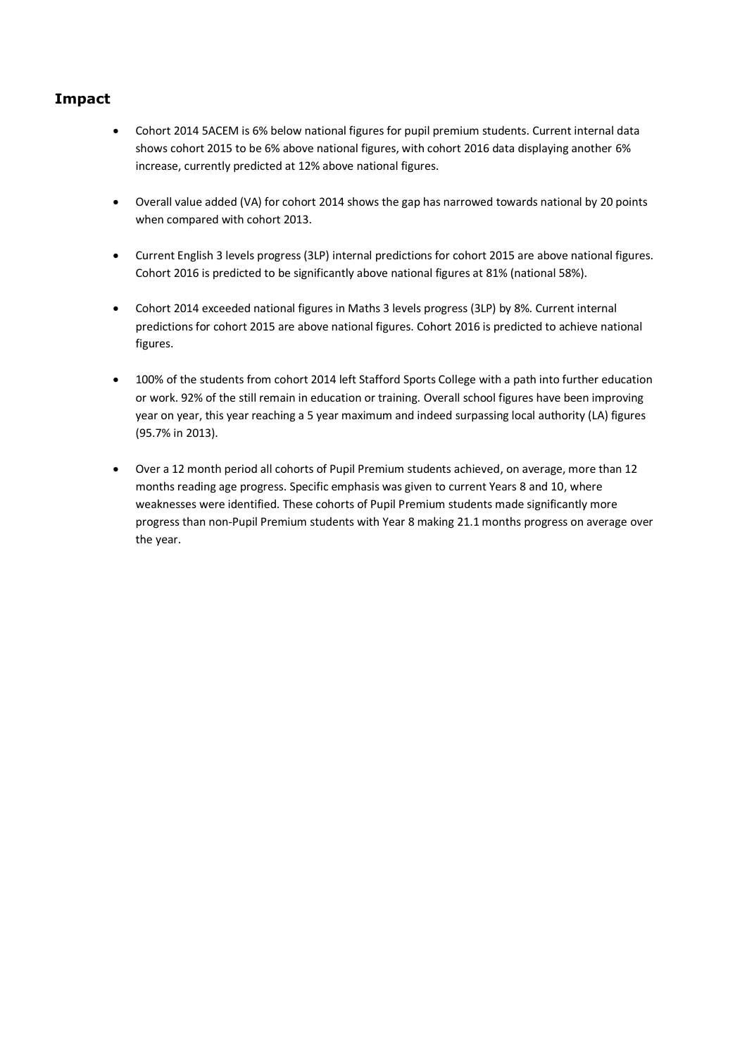## Impact

- Cohort 2014 5ACEM is 6% below national figures for pupil premium students. Current internal data shows cohort 2015 to be 6% above national figures, with cohort 2016 data displaying another 6% increase, currently predicted at 12% above national figures.

- Overall value added (VA) for cohort 2014 shows the gap has narrowed towards national by 20 points when compared with cohort 2013.

- Current English 3 levels progress (3LP) internal predictions for cohort 2015 are above national figures. Cohort 2016 is predicted to be significantly above national figures at 81% (national 58%).

- Cohort 2014 exceeded national figures in Maths 3 levels progress (3LP) by 8%. Current internal predictions for cohort 2015 are above national figures. Cohort 2016 is predicted to achieve national figures.

- 100% of the students from cohort 2014 left Stafford Sports College with a path into further education or work. 92% of the still remain in education or training. Overall school figures have been improving year on year, this year reaching a 5 year maximum and indeed surpassing local authority (LA) figures (95.7% in 2013).

- Over a 12 month period all cohorts of Pupil Premium students achieved, on average, more than 12 months reading age progress. Specific emphasis was given to current Years 8 and 10, where weaknesses were identified. These cohorts of Pupil Premium students made significantly more progress than non-Pupil Premium students with Year 8 making 21.1 months progress on average over the year.